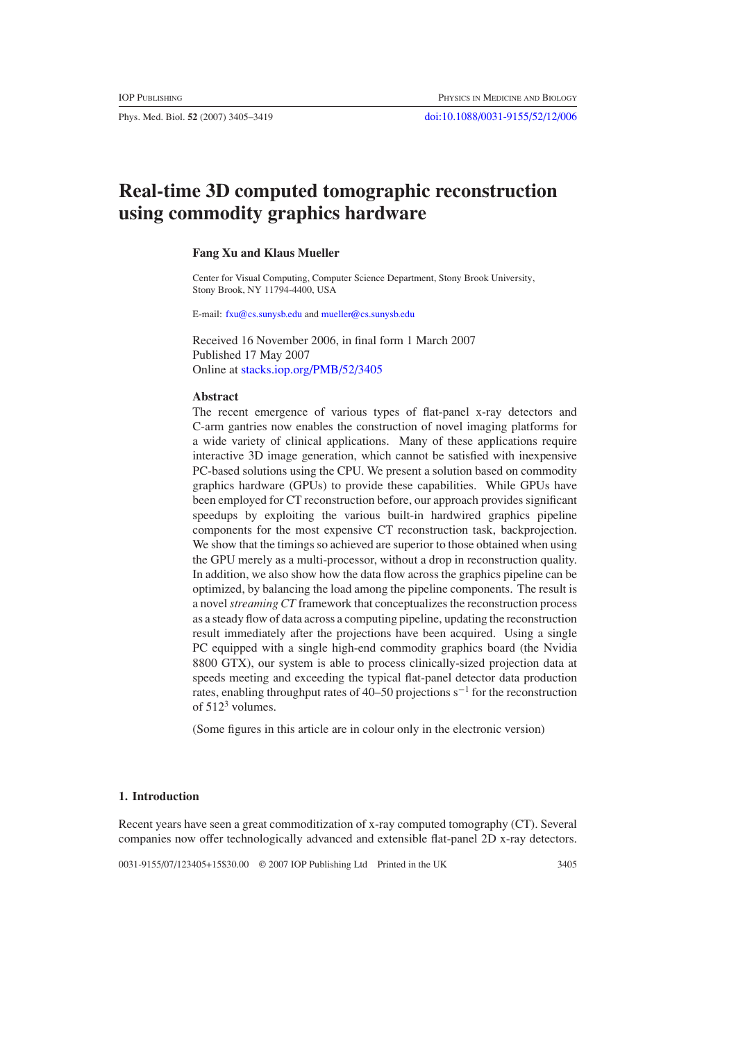# Real-time 3D computed tomographic reconstruction using commodity graphics hardware

**Fang Xu and Klaus Mueller**

Center for Visual Computing, Computer Science Department, Stony Brook University, Stony Brook, NY 11794-4400, USA

E-mail: fxu@cs.sunysb.edu and mueller@cs.sunysb.edu

Received 16 November 2006, in final form 1 March 2007
Published 17 May 2007
Online at stacks.iop.org/PMB/52/3405

### Abstract

The recent emergence of various types of flat-panel x-ray detectors and C-arm gantries now enables the construction of novel imaging platforms for a wide variety of clinical applications. Many of these applications require interactive 3D image generation, which cannot be satisfied with inexpensive PC-based solutions using the CPU. We present a solution based on commodity graphics hardware (GPUs) to provide these capabilities. While GPUs have been employed for CT reconstruction before, our approach provides significant speedups by exploiting the various built-in hardwired graphics pipeline components for the most expensive CT reconstruction task, backprojection. We show that the timings so achieved are superior to those obtained when using the GPU merely as a multi-processor, without a drop in reconstruction quality. In addition, we also show how the data flow across the graphics pipeline can be optimized, by balancing the load among the pipeline components. The result is a novel *streaming CT* framework that conceptualizes the reconstruction process as a steady flow of data across a computing pipeline, updating the reconstruction result immediately after the projections have been acquired. Using a single PC equipped with a single high-end commodity graphics board (the Nvidia 8800 GTX), our system is able to process clinically-sized projection data at speeds meeting and exceeding the typical flat-panel detector data production rates, enabling throughput rates of 40–50 projections $s^{-1}$ for the reconstruction of $512^3$ volumes.

(Some figures in this article are in colour only in the electronic version)

## 1. Introduction

Recent years have seen a great commoditization of x-ray computed tomography (CT). Several companies now offer technologically advanced and extensible flat-panel 2D x-ray detectors.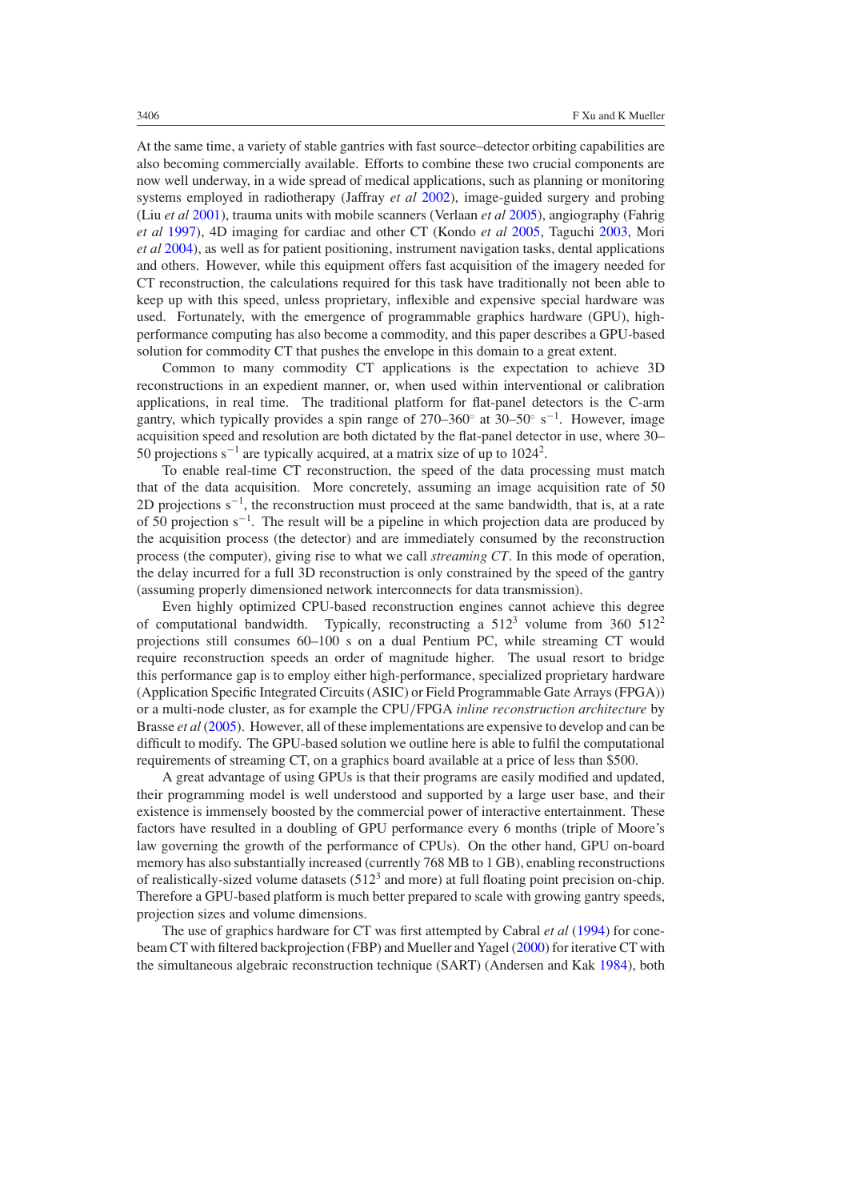At the same time, a variety of stable gantries with fast source–detector orbiting capabilities are also becoming commercially available. Efforts to combine these two crucial components are now well underway, in a wide spread of medical applications, such as planning or monitoring systems employed in radiotherapy (Jaffray *et al* 2002), image-guided surgery and probing (Liu *et al* 2001), trauma units with mobile scanners (Verlaan *et al* 2005), angiography (Fahrig *et al* 1997), 4D imaging for cardiac and other CT (Kondo *et al* 2005, Taguchi 2003, Mori *et al* 2004), as well as for patient positioning, instrument navigation tasks, dental applications and others. However, while this equipment offers fast acquisition of the imagery needed for CT reconstruction, the calculations required for this task have traditionally not been able to keep up with this speed, unless proprietary, inflexible and expensive special hardware was used. Fortunately, with the emergence of programmable graphics hardware (GPU), high-performance computing has also become a commodity, and this paper describes a GPU-based solution for commodity CT that pushes the envelope in this domain to a great extent.

Common to many commodity CT applications is the expectation to achieve 3D reconstructions in an expedient manner, or, when used within interventional or calibration applications, in real time. The traditional platform for flat-panel detectors is the C-arm gantry, which typically provides a spin range of 270–360° at 30–50° $s^{-1}$. However, image acquisition speed and resolution are both dictated by the flat-panel detector in use, where 30–50 projections $s^{-1}$ are typically acquired, at a matrix size of up to $1024^2$.

To enable real-time CT reconstruction, the speed of the data processing must match that of the data acquisition. More concretely, assuming an image acquisition rate of 50 2D projections $s^{-1}$, the reconstruction must proceed at the same bandwidth, that is, at a rate of 50 projection $s^{-1}$. The result will be a pipeline in which projection data are produced by the acquisition process (the detector) and are immediately consumed by the reconstruction process (the computer), giving rise to what we call *streaming CT*. In this mode of operation, the delay incurred for a full 3D reconstruction is only constrained by the speed of the gantry (assuming properly dimensioned network interconnects for data transmission).

Even highly optimized CPU-based reconstruction engines cannot achieve this degree of computational bandwidth. Typically, reconstructing a $512^3$ volume from 360 $512^2$ projections still consumes 60–100 s on a dual Pentium PC, while streaming CT would require reconstruction speeds an order of magnitude higher. The usual resort to bridge this performance gap is to employ either high-performance, specialized proprietary hardware (Application Specific Integrated Circuits (ASIC) or Field Programmable Gate Arrays (FPGA)) or a multi-node cluster, as for example the CPU/FPGA *inline reconstruction architecture* by Brasse *et al* (2005). However, all of these implementations are expensive to develop and can be difficult to modify. The GPU-based solution we outline here is able to fulfil the computational requirements of streaming CT, on a graphics board available at a price of less than \$500.

A great advantage of using GPUs is that their programs are easily modified and updated, their programming model is well understood and supported by a large user base, and their existence is immensely boosted by the commercial power of interactive entertainment. These factors have resulted in a doubling of GPU performance every 6 months (triple of Moore's law governing the growth of the performance of CPUs). On the other hand, GPU on-board memory has also substantially increased (currently 768 MB to 1 GB), enabling reconstructions of realistically-sized volume datasets ($512^3$ and more) at full floating point precision on-chip. Therefore a GPU-based platform is much better prepared to scale with growing gantry speeds, projection sizes and volume dimensions.

The use of graphics hardware for CT was first attempted by Cabral *et al* (1994) for cone-beam CT with filtered backprojection (FBP) and Mueller and Yagel (2000) for iterative CT with the simultaneous algebraic reconstruction technique (SART) (Andersen and Kak 1984), both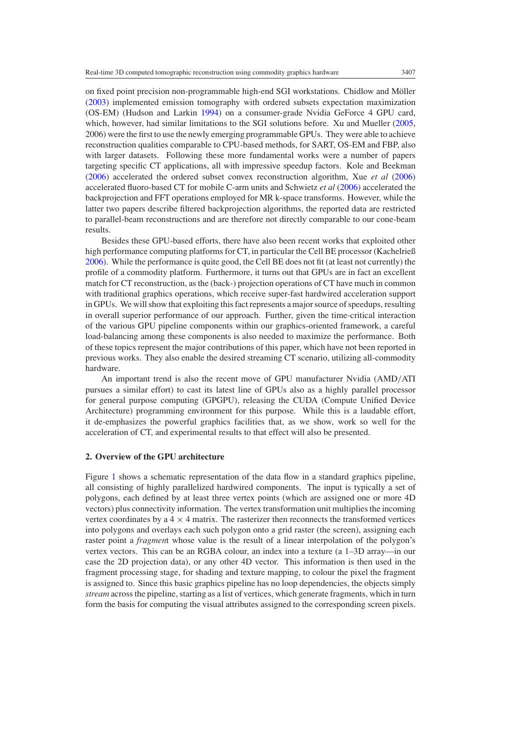on fixed point precision non-programmable high-end SGI workstations. Chidlow and Möller (2003) implemented emission tomography with ordered subsets expectation maximization (OS-EM) (Hudson and Larkin 1994) on a consumer-grade Nvidia GeForce 4 GPU card, which, however, had similar limitations to the SGI solutions before. Xu and Mueller (2005, 2006) were the first to use the newly emerging programmable GPUs. They were able to achieve reconstruction qualities comparable to CPU-based methods, for SART, OS-EM and FBP, also with larger datasets. Following these more fundamental works were a number of papers targeting specific CT applications, all with impressive speedup factors. Kole and Beekman (2006) accelerated the ordered subset convex reconstruction algorithm, Xue *et al* (2006) accelerated fluoro-based CT for mobile C-arm units and Schwietz *et al* (2006) accelerated the backprojection and FFT operations employed for MR k-space transforms. However, while the latter two papers describe filtered backprojection algorithms, the reported data are restricted to parallel-beam reconstructions and are therefore not directly comparable to our cone-beam results.

Besides these GPU-based efforts, there have also been recent works that exploited other high performance computing platforms for CT, in particular the Cell BE processor (Kachelrieß 2006). While the performance is quite good, the Cell BE does not fit (at least not currently) the profile of a commodity platform. Furthermore, it turns out that GPUs are in fact an excellent match for CT reconstruction, as the (back-) projection operations of CT have much in common with traditional graphics operations, which receive super-fast hardwired acceleration support in GPUs. We will show that exploiting this fact represents a major source of speedups, resulting in overall superior performance of our approach. Further, given the time-critical interaction of the various GPU pipeline components within our graphics-oriented framework, a careful load-balancing among these components is also needed to maximize the performance. Both of these topics represent the major contributions of this paper, which have not been reported in previous works. They also enable the desired streaming CT scenario, utilizing all-commodity hardware.

An important trend is also the recent move of GPU manufacturer Nvidia (AMD/ATI pursues a similar effort) to cast its latest line of GPUs also as a highly parallel processor for general purpose computing (GPGPU), releasing the CUDA (Compute Unified Device Architecture) programming environment for this purpose. While this is a laudable effort, it de-emphasizes the powerful graphics facilities that, as we show, work so well for the acceleration of CT, and experimental results to that effect will also be presented.

## 2. Overview of the GPU architecture

Figure 1 shows a schematic representation of the data flow in a standard graphics pipeline, all consisting of highly parallelized hardwired components. The input is typically a set of polygons, each defined by at least three vertex points (which are assigned one or more 4D vectors) plus connectivity information. The vertex transformation unit multiplies the incoming vertex coordinates by a $4 \times 4$ matrix. The rasterizer then reconnects the transformed vertices into polygons and overlays each such polygon onto a grid raster (the screen), assigning each raster point a *fragment* whose value is the result of a linear interpolation of the polygon's vertex vectors. This can be an RGBA colour, an index into a texture (a 1–3D array—in our case the 2D projection data), or any other 4D vector. This information is then used in the fragment processing stage, for shading and texture mapping, to colour the pixel the fragment is assigned to. Since this basic graphics pipeline has no loop dependencies, the objects simply *stream* across the pipeline, starting as a list of vertices, which generate fragments, which in turn form the basis for computing the visual attributes assigned to the corresponding screen pixels.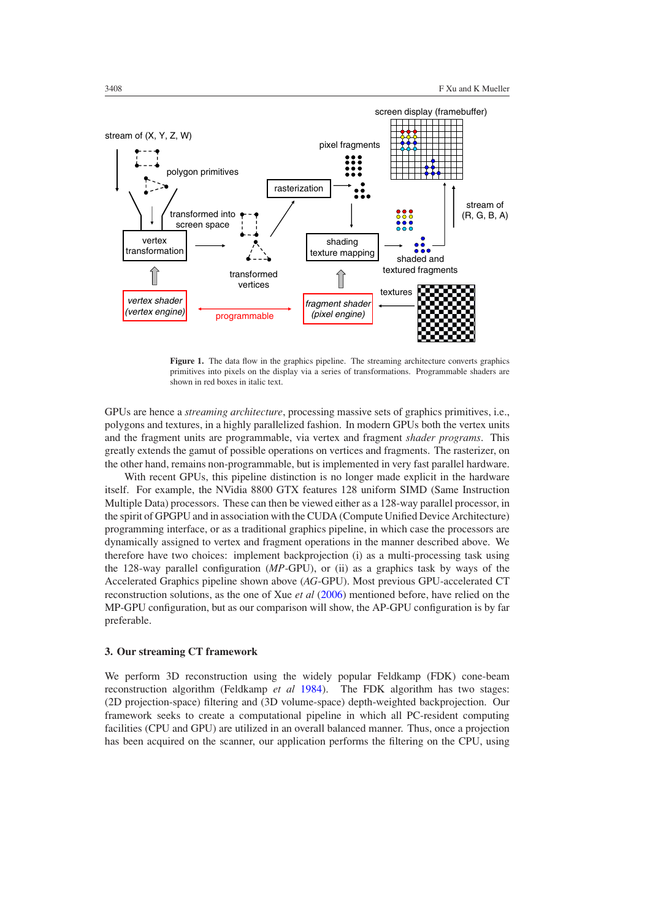**Figure 1.** The data flow in the graphics pipeline. The streaming architecture converts graphics primitives into pixels on the display via a series of transformations. Programmable shaders are shown in red boxes in italic text.

GPUs are hence a *streaming architecture*, processing massive sets of graphics primitives, i.e., polygons and textures, in a highly parallelized fashion. In modern GPUs both the vertex units and the fragment units are programmable, via vertex and fragment *shader programs*. This greatly extends the gamut of possible operations on vertices and fragments. The rasterizer, on the other hand, remains non-programmable, but is implemented in very fast parallel hardware.

With recent GPUs, this pipeline distinction is no longer made explicit in the hardware itself. For example, the NVidia 8800 GTX features 128 uniform SIMD (Same Instruction Multiple Data) processors. These can then be viewed either as a 128-way parallel processor, in the spirit of GPGPU and in association with the CUDA (Compute Unified Device Architecture) programming interface, or as a traditional graphics pipeline, in which case the processors are dynamically assigned to vertex and fragment operations in the manner described above. We therefore have two choices: implement backprojection (i) as a multi-processing task using the 128-way parallel configuration (*MP*-GPU), or (ii) as a graphics task by ways of the Accelerated Graphics pipeline shown above (*AG*-GPU). Most previous GPU-accelerated CT reconstruction solutions, as the one of Xue *et al* (2006) mentioned before, have relied on the MP-GPU configuration, but as our comparison will show, the AP-GPU configuration is by far preferable.

## 3. Our streaming CT framework

We perform 3D reconstruction using the widely popular Feldkamp (FDK) cone-beam reconstruction algorithm (Feldkamp *et al* 1984). The FDK algorithm has two stages: (2D projection-space) filtering and (3D volume-space) depth-weighted backprojection. Our framework seeks to create a computational pipeline in which all PC-resident computing facilities (CPU and GPU) are utilized in an overall balanced manner. Thus, once a projection has been acquired on the scanner, our application performs the filtering on the CPU, using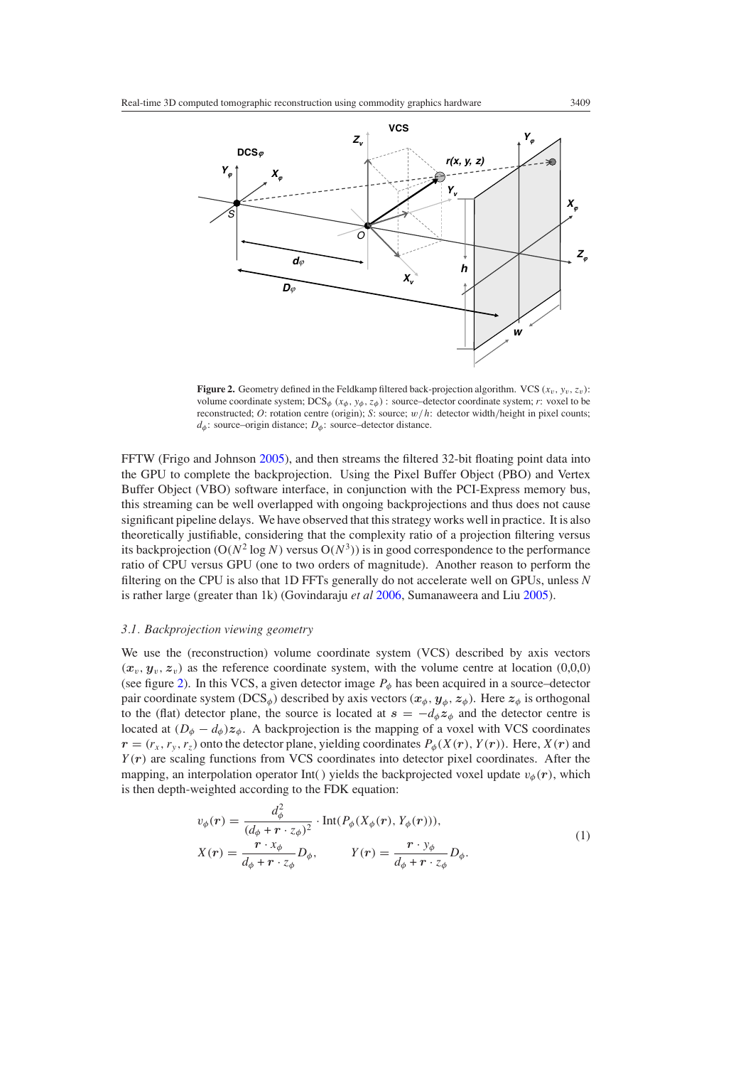**Figure 2.** Geometry defined in the Feldkamp filtered back-projection algorithm. VCS $(x_v, y_v, z_v)$: volume coordinate system; DCS$_\phi$ $(x_\phi, y_\phi, z_\phi)$ : source–detector coordinate system; $r$: voxel to be reconstructed; $O$: rotation centre (origin); $S$: source; $w/h$: detector width/height in pixel counts; $d_\phi$: source–origin distance; $D_\phi$: source–detector distance.

FFTW (Frigo and Johnson 2005), and then streams the filtered 32-bit floating point data into the GPU to complete the backprojection. Using the Pixel Buffer Object (PBO) and Vertex Buffer Object (VBO) software interface, in conjunction with the PCI-Express memory bus, this streaming can be well overlapped with ongoing backprojections and thus does not cause significant pipeline delays. We have observed that this strategy works well in practice. It is also theoretically justifiable, considering that the complexity ratio of a projection filtering versus its backprojection ($O(N^2 \log N)$ versus $O(N^3)$) is in good correspondence to the performance ratio of CPU versus GPU (one to two orders of magnitude). Another reason to perform the filtering on the CPU is also that 1D FFTs generally do not accelerate well on GPUs, unless $N$ is rather large (greater than 1k) (Govindaraju *et al* 2006, Sumanaweera and Liu 2005).

### *3.1. Backprojection viewing geometry*

We use the (reconstruction) volume coordinate system (VCS) described by axis vectors $(\boldsymbol{x}_v, \boldsymbol{y}_v, \boldsymbol{z}_v)$ as the reference coordinate system, with the volume centre at location (0,0,0) (see figure 2). In this VCS, a given detector image $P_\phi$ has been acquired in a source–detector pair coordinate system (DCS$_\phi$) described by axis vectors $(\boldsymbol{x}_\phi, \boldsymbol{y}_\phi, \boldsymbol{z}_\phi)$. Here $\boldsymbol{z}_\phi$ is orthogonal to the (flat) detector plane, the source is located at $\boldsymbol{s} = -d_\phi \boldsymbol{z}_\phi$ and the detector centre is located at $(D_\phi - d_\phi)\boldsymbol{z}_\phi$. A backprojection is the mapping of a voxel with VCS coordinates $\boldsymbol{r} = (r_x, r_y, r_z)$ onto the detector plane, yielding coordinates $P_\phi(X(\boldsymbol{r}), Y(\boldsymbol{r}))$. Here, $X(\boldsymbol{r})$ and $Y(\boldsymbol{r})$ are scaling functions from VCS coordinates into detector pixel coordinates. After the mapping, an interpolation operator Int( ) yields the backprojected voxel update $v_\phi(\boldsymbol{r})$, which is then depth-weighted according to the FDK equation:

$$
\begin{aligned}
v_\phi(\boldsymbol{r}) &= \frac{d_\phi^2}{(d_\phi + \boldsymbol{r} \cdot z_\phi)^2} \cdot \mathrm{Int}(P_\phi(X_\phi(\boldsymbol{r}), Y_\phi(\boldsymbol{r}))), \\
X(\boldsymbol{r}) &= \frac{\boldsymbol{r} \cdot x_\phi}{d_\phi + \boldsymbol{r} \cdot z_\phi} D_\phi, \qquad Y(\boldsymbol{r}) = \frac{\boldsymbol{r} \cdot y_\phi}{d_\phi + \boldsymbol{r} \cdot z_\phi} D_\phi.
\end{aligned}
\tag{1}
$$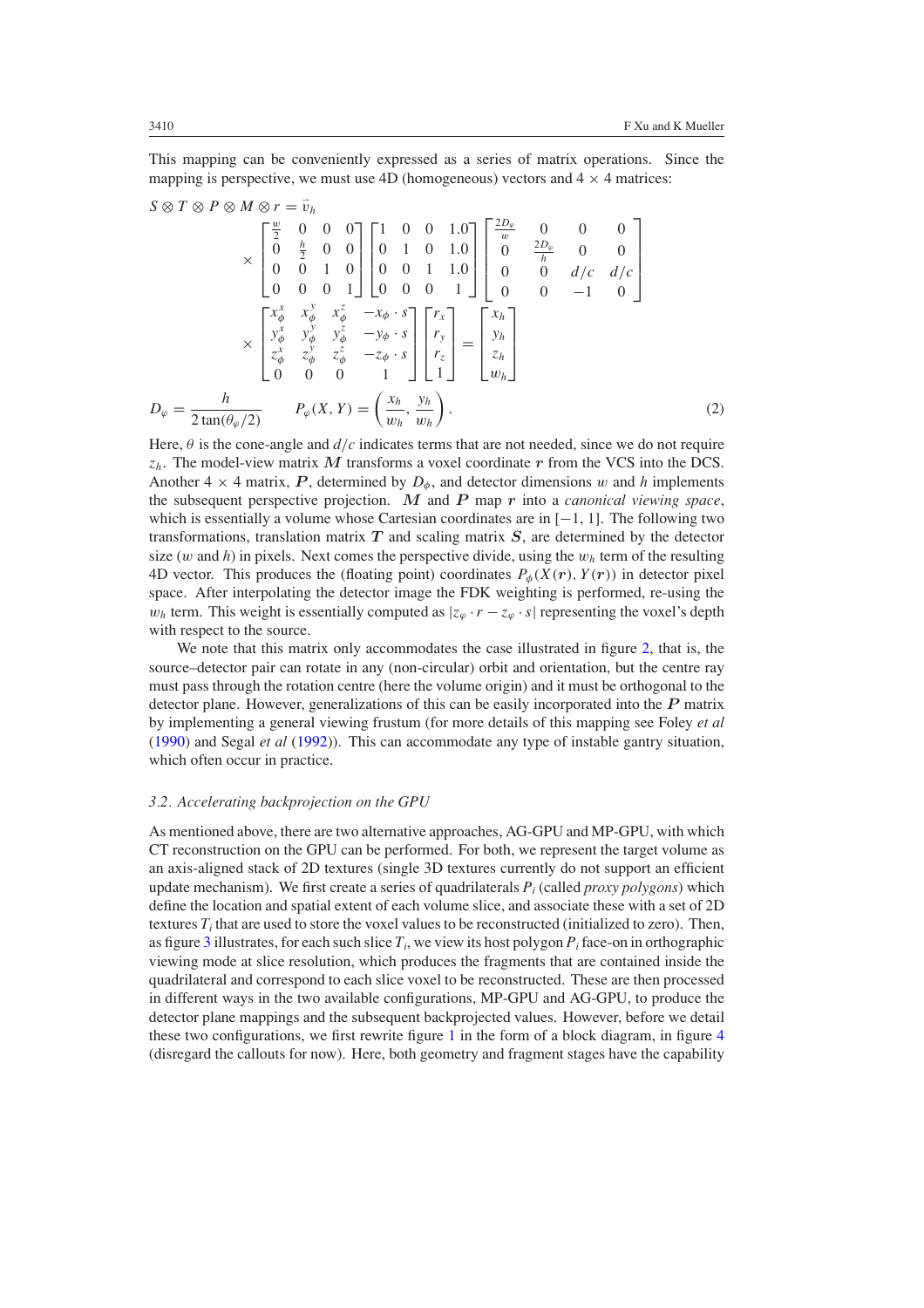This mapping can be conveniently expressed as a series of matrix operations. Since the mapping is perspective, we must use 4D (homogeneous) vectors and $4 \times 4$ matrices:

$$
S \otimes T \otimes P \otimes M \otimes r = \vec{v}_h
$$

$$
\times \begin{bmatrix} \frac{w}{2} & 0 & 0 & 0 \\ 0 & \frac{h}{2} & 0 & 0 \\ 0 & 0 & 1 & 0 \\ 0 & 0 & 0 & 1 \end{bmatrix} \begin{bmatrix} 1 & 0 & 0 & 1.0 \\ 0 & 1 & 0 & 1.0 \\ 0 & 0 & 1 & 1.0 \\ 0 & 0 & 0 & 1 \end{bmatrix} \begin{bmatrix} \frac{2D_\varphi}{w} & 0 & 0 & 0 \\ 0 & \frac{2D_\varphi}{h} & 0 & 0 \\ 0 & 0 & d/c & d/c \\ 0 & 0 & -1 & 0 \end{bmatrix}
$$

$$
\times \begin{bmatrix} x_\phi^x & x_\phi^y & x_\phi^z & -x_\phi \cdot s \\ y_\phi^x & y_\phi^y & y_\phi^z & -y_\phi \cdot s \\ z_\phi^x & z_\phi^y & z_\phi^z & -z_\phi \cdot s \\ 0 & 0 & 0 & 1 \end{bmatrix} \begin{bmatrix} r_x \\ r_y \\ r_z \\ 1 \end{bmatrix} = \begin{bmatrix} x_h \\ y_h \\ z_h \\ w_h \end{bmatrix}
$$

$$
D_\varphi = \frac{h}{2\tan(\theta_\varphi/2)} \qquad P_\varphi(X, Y) = \left(\frac{x_h}{w_h}, \frac{y_h}{w_h}\right). \tag{2}
$$

Here, $\theta$ is the cone-angle and $d/c$ indicates terms that are not needed, since we do not require $z_h$. The model-view matrix $\boldsymbol{M}$ transforms a voxel coordinate $\boldsymbol{r}$ from the VCS into the DCS. Another $4 \times 4$ matrix, $\boldsymbol{P}$, determined by $D_\phi$, and detector dimensions $w$ and $h$ implements the subsequent perspective projection. $\boldsymbol{M}$ and $\boldsymbol{P}$ map $\boldsymbol{r}$ into a *canonical viewing space*, which is essentially a volume whose Cartesian coordinates are in $[-1, 1]$. The following two transformations, translation matrix $\boldsymbol{T}$ and scaling matrix $\boldsymbol{S}$, are determined by the detector size ($w$ and $h$) in pixels. Next comes the perspective divide, using the $w_h$ term of the resulting 4D vector. This produces the (floating point) coordinates $P_\phi(X(\boldsymbol{r}), Y(\boldsymbol{r}))$ in detector pixel space. After interpolating the detector image the FDK weighting is performed, re-using the $w_h$ term. This weight is essentially computed as $|z_\varphi \cdot r - z_\varphi \cdot s|$ representing the voxel's depth with respect to the source.

We note that this matrix only accommodates the case illustrated in figure 2, that is, the source–detector pair can rotate in any (non-circular) orbit and orientation, but the centre ray must pass through the rotation centre (here the volume origin) and it must be orthogonal to the detector plane. However, generalizations of this can be easily incorporated into the $\boldsymbol{P}$ matrix by implementing a general viewing frustum (for more details of this mapping see Foley *et al* (1990) and Segal *et al* (1992)). This can accommodate any type of instable gantry situation, which often occur in practice.

### *3.2. Accelerating backprojection on the GPU*

As mentioned above, there are two alternative approaches, AG-GPU and MP-GPU, with which CT reconstruction on the GPU can be performed. For both, we represent the target volume as an axis-aligned stack of 2D textures (single 3D textures currently do not support an efficient update mechanism). We first create a series of quadrilaterals $P_i$ (called *proxy polygons*) which define the location and spatial extent of each volume slice, and associate these with a set of 2D textures $T_i$ that are used to store the voxel values to be reconstructed (initialized to zero). Then, as figure 3 illustrates, for each such slice $T_i$, we view its host polygon $P_i$ face-on in orthographic viewing mode at slice resolution, which produces the fragments that are contained inside the quadrilateral and correspond to each slice voxel to be reconstructed. These are then processed in different ways in the two available configurations, MP-GPU and AG-GPU, to produce the detector plane mappings and the subsequent backprojected values. However, before we detail these two configurations, we first rewrite figure 1 in the form of a block diagram, in figure 4 (disregard the callouts for now). Here, both geometry and fragment stages have the capability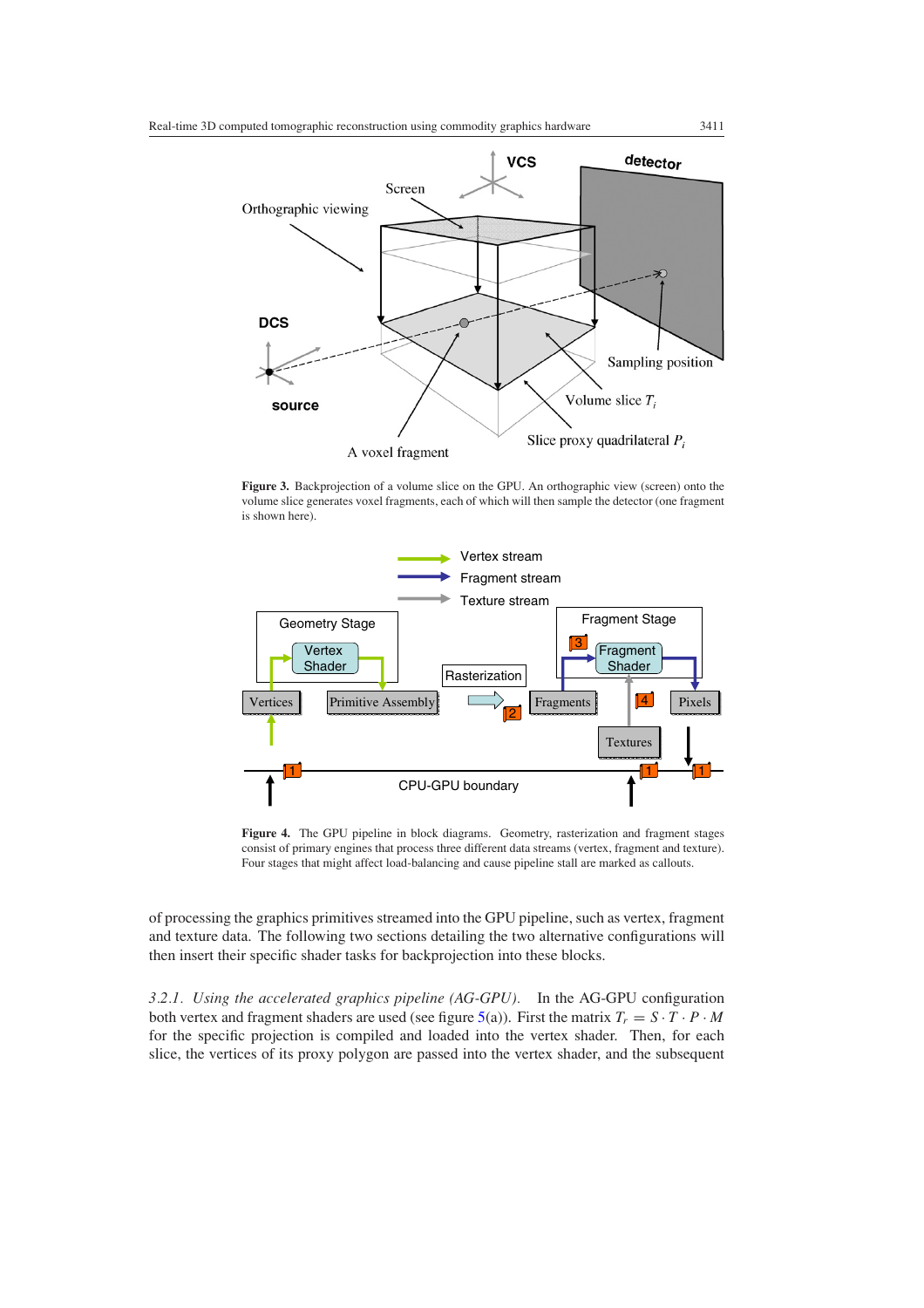**Figure 3.** Backprojection of a volume slice on the GPU. An orthographic view (screen) onto the volume slice generates voxel fragments, each of which will then sample the detector (one fragment is shown here).

**Figure 4.** The GPU pipeline in block diagrams. Geometry, rasterization and fragment stages consist of primary engines that process three different data streams (vertex, fragment and texture). Four stages that might affect load-balancing and cause pipeline stall are marked as callouts.

of processing the graphics primitives streamed into the GPU pipeline, such as vertex, fragment and texture data. The following two sections detailing the two alternative configurations will then insert their specific shader tasks for backprojection into these blocks.

*3.2.1. Using the accelerated graphics pipeline (AG-GPU).* In the AG-GPU configuration both vertex and fragment shaders are used (see figure 5(a)). First the matrix $T_r = S \cdot T \cdot P \cdot M$ for the specific projection is compiled and loaded into the vertex shader. Then, for each slice, the vertices of its proxy polygon are passed into the vertex shader, and the subsequent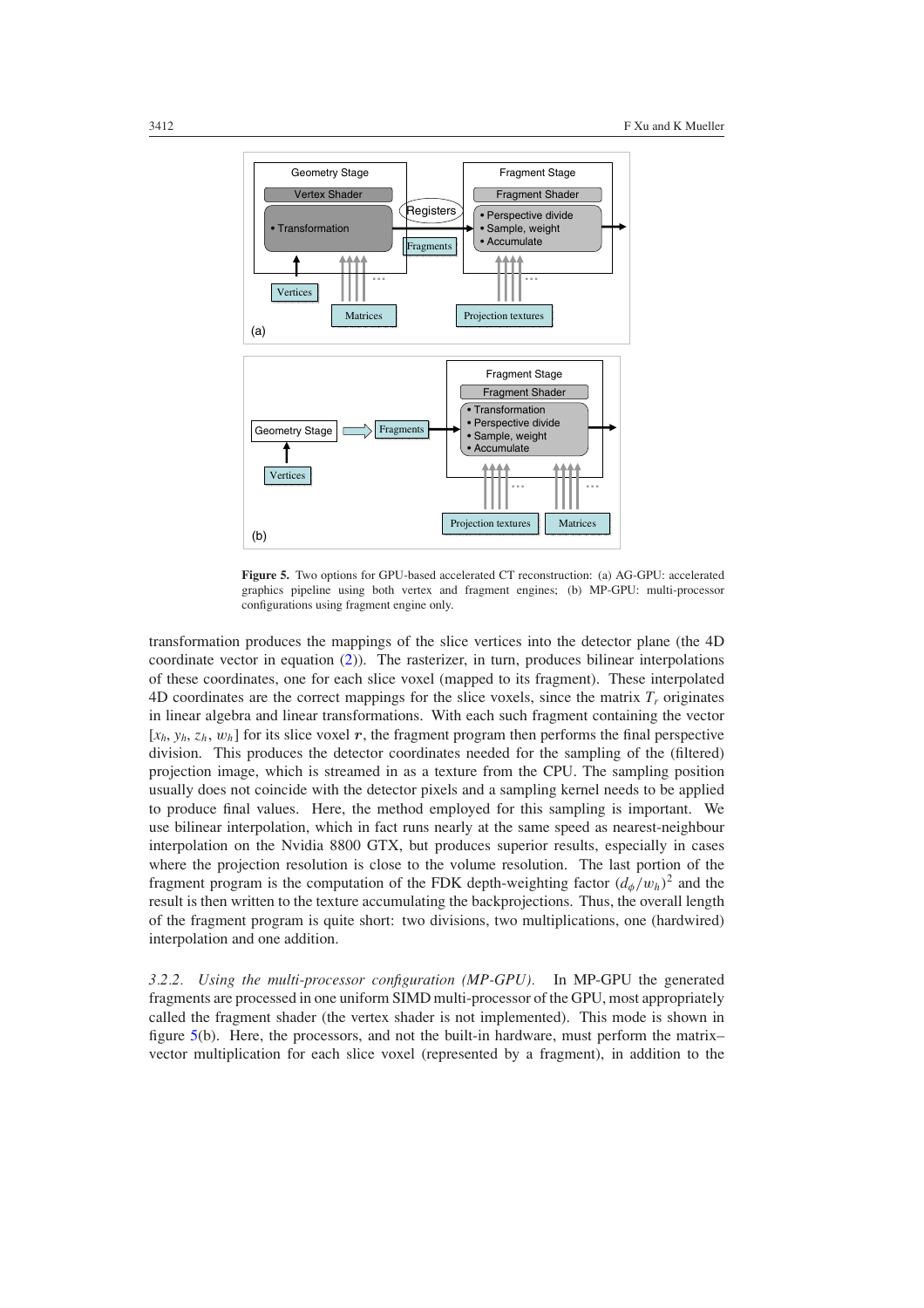**Figure 5.** Two options for GPU-based accelerated CT reconstruction: (a) AG-GPU: accelerated graphics pipeline using both vertex and fragment engines; (b) MP-GPU: multi-processor configurations using fragment engine only.

transformation produces the mappings of the slice vertices into the detector plane (the 4D coordinate vector in equation (2)). The rasterizer, in turn, produces bilinear interpolations of these coordinates, one for each slice voxel (mapped to its fragment). These interpolated 4D coordinates are the correct mappings for the slice voxels, since the matrix $T_r$ originates in linear algebra and linear transformations. With each such fragment containing the vector $[x_h, y_h, z_h, w_h]$ for its slice voxel $\boldsymbol{r}$, the fragment program then performs the final perspective division. This produces the detector coordinates needed for the sampling of the (filtered) projection image, which is streamed in as a texture from the CPU. The sampling position usually does not coincide with the detector pixels and a sampling kernel needs to be applied to produce final values. Here, the method employed for this sampling is important. We use bilinear interpolation, which in fact runs nearly at the same speed as nearest-neighbour interpolation on the Nvidia 8800 GTX, but produces superior results, especially in cases where the projection resolution is close to the volume resolution. The last portion of the fragment program is the computation of the FDK depth-weighting factor $(d_\phi/w_h)^2$ and the result is then written to the texture accumulating the backprojections. Thus, the overall length of the fragment program is quite short: two divisions, two multiplications, one (hardwired) interpolation and one addition.

*3.2.2. Using the multi-processor configuration (MP-GPU).* In MP-GPU the generated fragments are processed in one uniform SIMD multi-processor of the GPU, most appropriately called the fragment shader (the vertex shader is not implemented). This mode is shown in figure 5(b). Here, the processors, and not the built-in hardware, must perform the matrix–vector multiplication for each slice voxel (represented by a fragment), in addition to the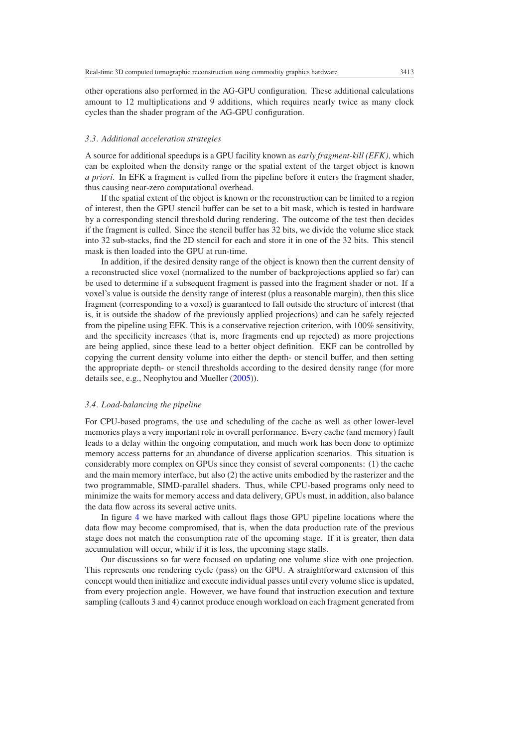other operations also performed in the AG-GPU configuration. These additional calculations amount to 12 multiplications and 9 additions, which requires nearly twice as many clock cycles than the shader program of the AG-GPU configuration.

### 3.3. Additional acceleration strategies

A source for additional speedups is a GPU facility known as *early fragment-kill (EFK),* which can be exploited when the density range or the spatial extent of the target object is known *a priori*. In EFK a fragment is culled from the pipeline before it enters the fragment shader, thus causing near-zero computational overhead.

If the spatial extent of the object is known or the reconstruction can be limited to a region of interest, then the GPU stencil buffer can be set to a bit mask, which is tested in hardware by a corresponding stencil threshold during rendering. The outcome of the test then decides if the fragment is culled. Since the stencil buffer has 32 bits, we divide the volume slice stack into 32 sub-stacks, find the 2D stencil for each and store it in one of the 32 bits. This stencil mask is then loaded into the GPU at run-time.

In addition, if the desired density range of the object is known then the current density of a reconstructed slice voxel (normalized to the number of backprojections applied so far) can be used to determine if a subsequent fragment is passed into the fragment shader or not. If a voxel's value is outside the density range of interest (plus a reasonable margin), then this slice fragment (corresponding to a voxel) is guaranteed to fall outside the structure of interest (that is, it is outside the shadow of the previously applied projections) and can be safely rejected from the pipeline using EFK. This is a conservative rejection criterion, with 100% sensitivity, and the specificity increases (that is, more fragments end up rejected) as more projections are being applied, since these lead to a better object definition. EKF can be controlled by copying the current density volume into either the depth- or stencil buffer, and then setting the appropriate depth- or stencil thresholds according to the desired density range (for more details see, e.g., Neophytou and Mueller (2005)).

### 3.4. Load-balancing the pipeline

For CPU-based programs, the use and scheduling of the cache as well as other lower-level memories plays a very important role in overall performance. Every cache (and memory) fault leads to a delay within the ongoing computation, and much work has been done to optimize memory access patterns for an abundance of diverse application scenarios. This situation is considerably more complex on GPUs since they consist of several components: (1) the cache and the main memory interface, but also (2) the active units embodied by the rasterizer and the two programmable, SIMD-parallel shaders. Thus, while CPU-based programs only need to minimize the waits for memory access and data delivery, GPUs must, in addition, also balance the data flow across its several active units.

In figure 4 we have marked with callout flags those GPU pipeline locations where the data flow may become compromised, that is, when the data production rate of the previous stage does not match the consumption rate of the upcoming stage. If it is greater, then data accumulation will occur, while if it is less, the upcoming stage stalls.

Our discussions so far were focused on updating one volume slice with one projection. This represents one rendering cycle (pass) on the GPU. A straightforward extension of this concept would then initialize and execute individual passes until every volume slice is updated, from every projection angle. However, we have found that instruction execution and texture sampling (callouts 3 and 4) cannot produce enough workload on each fragment generated from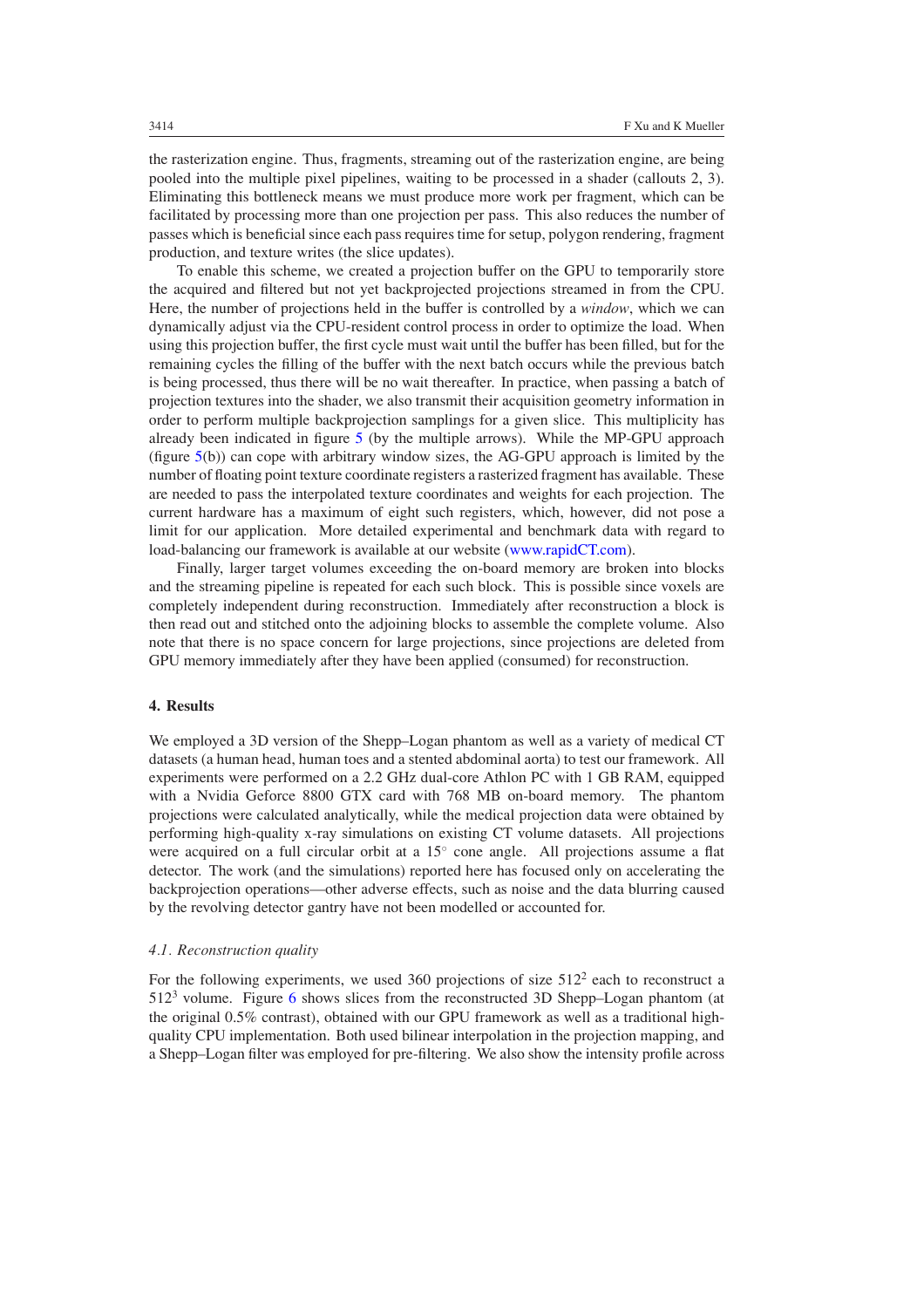the rasterization engine. Thus, fragments, streaming out of the rasterization engine, are being pooled into the multiple pixel pipelines, waiting to be processed in a shader (callouts 2, 3). Eliminating this bottleneck means we must produce more work per fragment, which can be facilitated by processing more than one projection per pass. This also reduces the number of passes which is beneficial since each pass requires time for setup, polygon rendering, fragment production, and texture writes (the slice updates).

To enable this scheme, we created a projection buffer on the GPU to temporarily store the acquired and filtered but not yet backprojected projections streamed in from the CPU. Here, the number of projections held in the buffer is controlled by a *window*, which we can dynamically adjust via the CPU-resident control process in order to optimize the load. When using this projection buffer, the first cycle must wait until the buffer has been filled, but for the remaining cycles the filling of the buffer with the next batch occurs while the previous batch is being processed, thus there will be no wait thereafter. In practice, when passing a batch of projection textures into the shader, we also transmit their acquisition geometry information in order to perform multiple backprojection samplings for a given slice. This multiplicity has already been indicated in figure 5 (by the multiple arrows). While the MP-GPU approach (figure 5(b)) can cope with arbitrary window sizes, the AG-GPU approach is limited by the number of floating point texture coordinate registers a rasterized fragment has available. These are needed to pass the interpolated texture coordinates and weights for each projection. The current hardware has a maximum of eight such registers, which, however, did not pose a limit for our application. More detailed experimental and benchmark data with regard to load-balancing our framework is available at our website (www.rapidCT.com).

Finally, larger target volumes exceeding the on-board memory are broken into blocks and the streaming pipeline is repeated for each such block. This is possible since voxels are completely independent during reconstruction. Immediately after reconstruction a block is then read out and stitched onto the adjoining blocks to assemble the complete volume. Also note that there is no space concern for large projections, since projections are deleted from GPU memory immediately after they have been applied (consumed) for reconstruction.

## 4. Results

We employed a 3D version of the Shepp–Logan phantom as well as a variety of medical CT datasets (a human head, human toes and a stented abdominal aorta) to test our framework. All experiments were performed on a 2.2 GHz dual-core Athlon PC with 1 GB RAM, equipped with a Nvidia Geforce 8800 GTX card with 768 MB on-board memory. The phantom projections were calculated analytically, while the medical projection data were obtained by performing high-quality x-ray simulations on existing CT volume datasets. All projections were acquired on a full circular orbit at a $15^{\circ}$ cone angle. All projections assume a flat detector. The work (and the simulations) reported here has focused only on accelerating the backprojection operations—other adverse effects, such as noise and the data blurring caused by the revolving detector gantry have not been modelled or accounted for.

### *4.1. Reconstruction quality*

For the following experiments, we used 360 projections of size $512^2$ each to reconstruct a $512^3$ volume. Figure 6 shows slices from the reconstructed 3D Shepp–Logan phantom (at the original 0.5% contrast), obtained with our GPU framework as well as a traditional high-quality CPU implementation. Both used bilinear interpolation in the projection mapping, and a Shepp–Logan filter was employed for pre-filtering. We also show the intensity profile across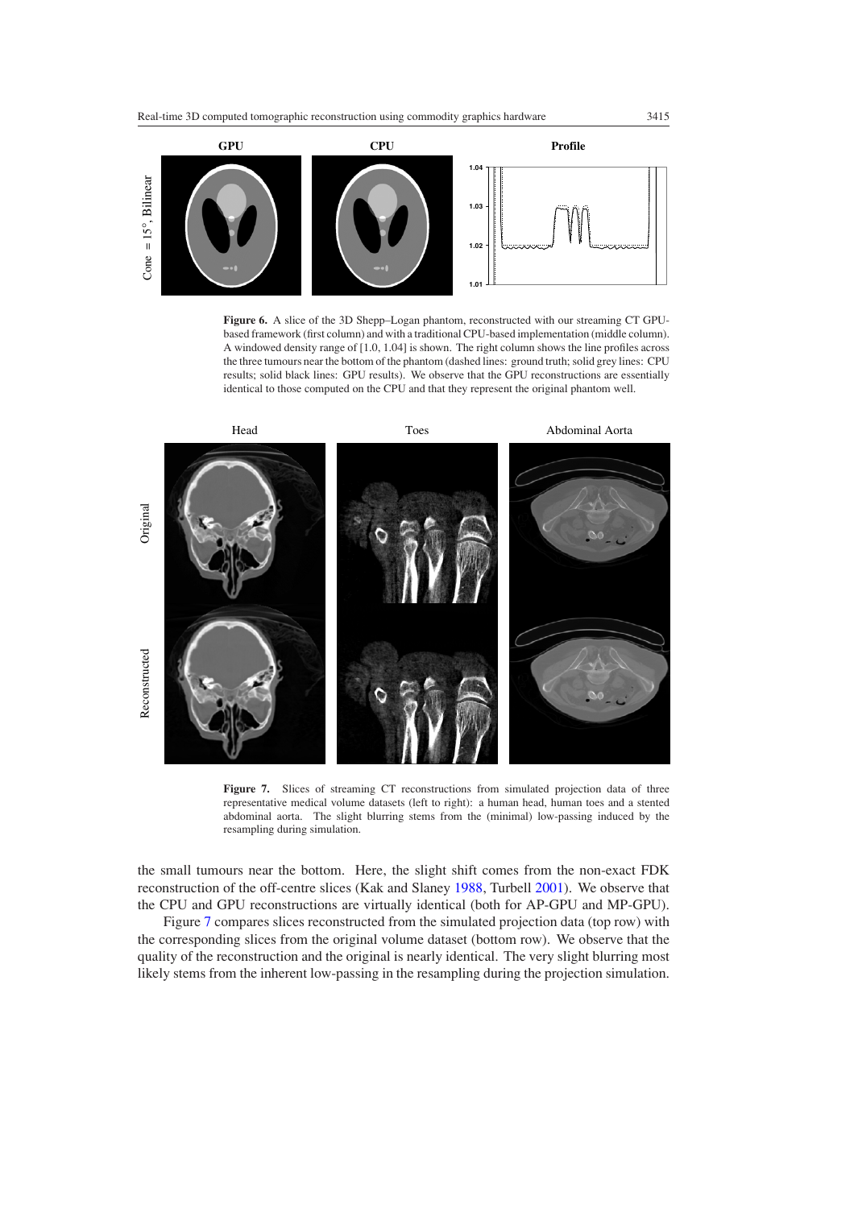**Figure 6.** A slice of the 3D Shepp–Logan phantom, reconstructed with our streaming CT GPU-based framework (first column) and with a traditional CPU-based implementation (middle column). A windowed density range of [1.0, 1.04] is shown. The right column shows the line profiles across the three tumours near the bottom of the phantom (dashed lines: ground truth; solid grey lines: CPU results; solid black lines: GPU results). We observe that the GPU reconstructions are essentially identical to those computed on the CPU and that they represent the original phantom well.

**Figure 7.** Slices of streaming CT reconstructions from simulated projection data of three representative medical volume datasets (left to right): a human head, human toes and a stented abdominal aorta. The slight blurring stems from the (minimal) low-passing induced by the resampling during simulation.

the small tumours near the bottom. Here, the slight shift comes from the non-exact FDK reconstruction of the off-centre slices (Kak and Slaney 1988, Turbell 2001). We observe that the CPU and GPU reconstructions are virtually identical (both for AP-GPU and MP-GPU).

Figure 7 compares slices reconstructed from the simulated projection data (top row) with the corresponding slices from the original volume dataset (bottom row). We observe that the quality of the reconstruction and the original is nearly identical. The very slight blurring most likely stems from the inherent low-passing in the resampling during the projection simulation.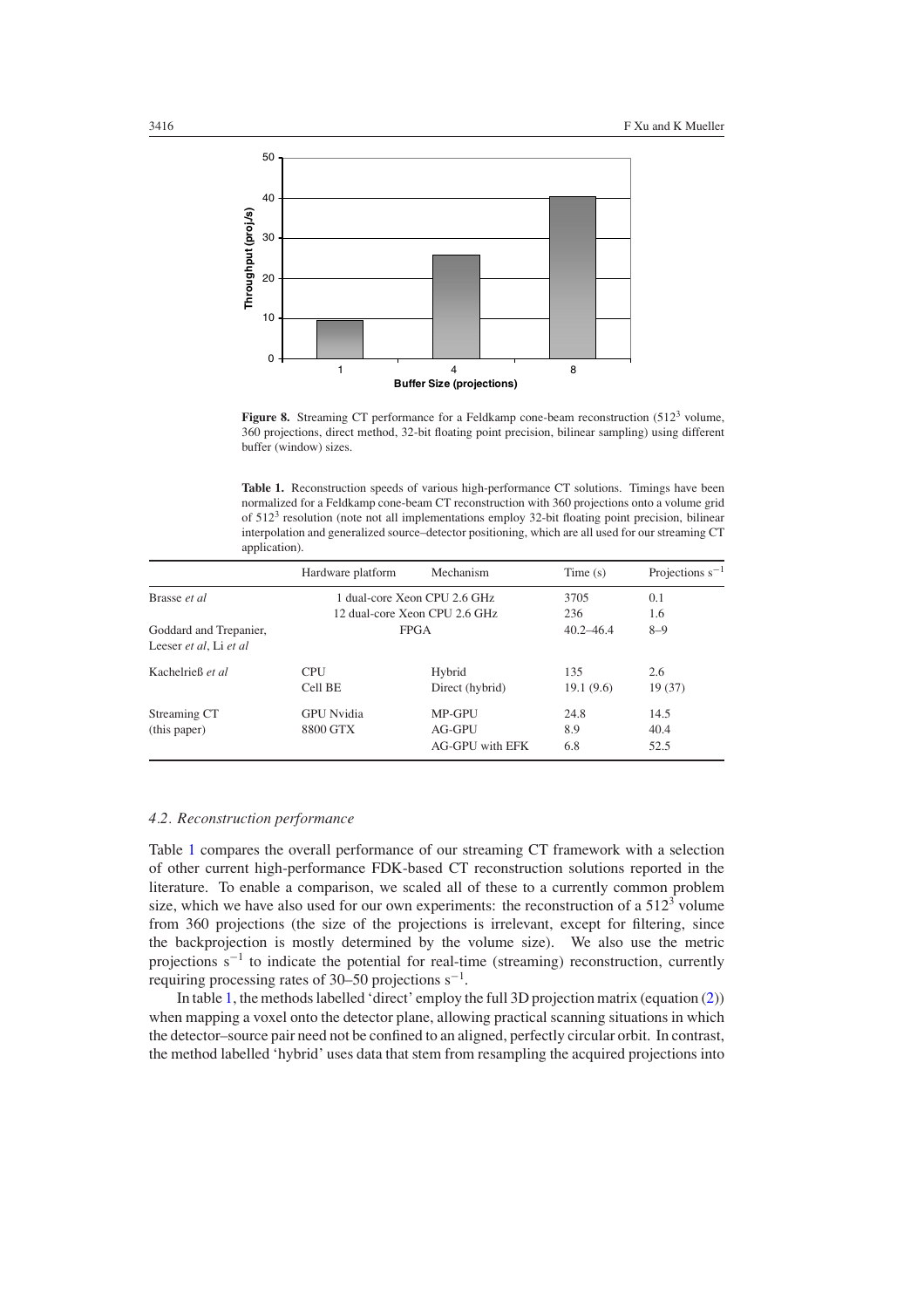**Figure 8.** Streaming CT performance for a Feldkamp cone-beam reconstruction ($512^3$ volume, 360 projections, direct method, 32-bit floating point precision, bilinear sampling) using different buffer (window) sizes.

**Table 1.** Reconstruction speeds of various high-performance CT solutions. Timings have been normalized for a Feldkamp cone-beam CT reconstruction with 360 projections onto a volume grid of $512^3$ resolution (note not all implementations employ 32-bit floating point precision, bilinear interpolation and generalized source–detector positioning, which are all used for our streaming CT application).

| | Hardware platform | Mechanism | Time (s) | Projections $s^{-1}$ |
|---|---|---|---|---|
| Brasse *et al* | 1 dual-core Xeon CPU 2.6 GHz | | 3705 | 0.1 |
| | 12 dual-core Xeon CPU 2.6 GHz | | 236 | 1.6 |
| Goddard and Trepanier, Leeser *et al*, Li *et al* | FPGA | | 40.2–46.4 | 8–9 |
| Kachelrieß *et al* | CPU | Hybrid | 135 | 2.6 |
| | Cell BE | Direct (hybrid) | 19.1 (9.6) | 19 (37) |
| Streaming CT (this paper) | GPU Nvidia 8800 GTX | MP-GPU | 24.8 | 14.5 |
| | | AG-GPU | 8.9 | 40.4 |
| | | AG-GPU with EFK | 6.8 | 52.5 |

### *4.2. Reconstruction performance*

Table 1 compares the overall performance of our streaming CT framework with a selection of other current high-performance FDK-based CT reconstruction solutions reported in the literature. To enable a comparison, we scaled all of these to a currently common problem size, which we have also used for our own experiments: the reconstruction of a $512^3$ volume from 360 projections (the size of the projections is irrelevant, except for filtering, since the backprojection is mostly determined by the volume size). We also use the metric projections $s^{-1}$ to indicate the potential for real-time (streaming) reconstruction, currently requiring processing rates of 30–50 projections $s^{-1}$.

In table 1, the methods labelled 'direct' employ the full 3D projection matrix (equation (2)) when mapping a voxel onto the detector plane, allowing practical scanning situations in which the detector–source pair need not be confined to an aligned, perfectly circular orbit. In contrast, the method labelled 'hybrid' uses data that stem from resampling the acquired projections into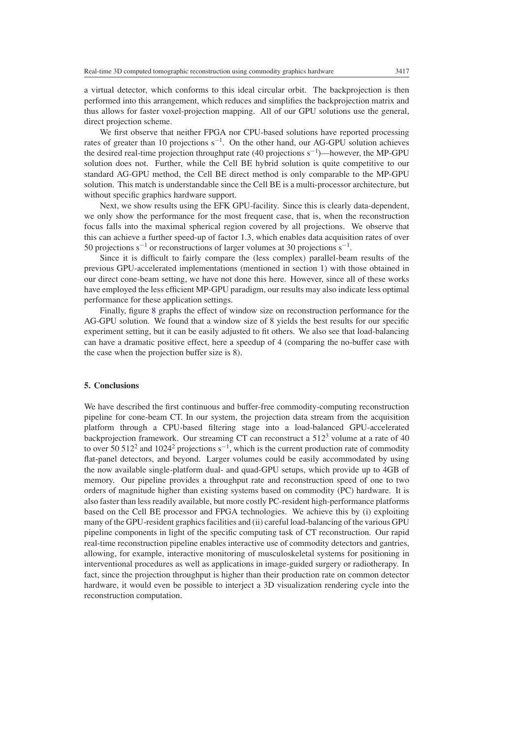a virtual detector, which conforms to this ideal circular orbit. The backprojection is then performed into this arrangement, which reduces and simplifies the backprojection matrix and thus allows for faster voxel-projection mapping. All of our GPU solutions use the general, direct projection scheme.

We first observe that neither FPGA nor CPU-based solutions have reported processing rates of greater than 10 projections $s^{-1}$. On the other hand, our AG-GPU solution achieves the desired real-time projection throughput rate (40 projections $s^{-1}$)—however, the MP-GPU solution does not. Further, while the Cell BE hybrid solution is quite competitive to our standard AG-GPU method, the Cell BE direct method is only comparable to the MP-GPU solution. This match is understandable since the Cell BE is a multi-processor architecture, but without specific graphics hardware support.

Next, we show results using the EFK GPU-facility. Since this is clearly data-dependent, we only show the performance for the most frequent case, that is, when the reconstruction focus falls into the maximal spherical region covered by all projections. We observe that this can achieve a further speed-up of factor 1.3, which enables data acquisition rates of over 50 projections $s^{-1}$ or reconstructions of larger volumes at 30 projections $s^{-1}$.

Since it is difficult to fairly compare the (less complex) parallel-beam results of the previous GPU-accelerated implementations (mentioned in section 1) with those obtained in our direct cone-beam setting, we have not done this here. However, since all of these works have employed the less efficient MP-GPU paradigm, our results may also indicate less optimal performance for these application settings.

Finally, figure 8 graphs the effect of window size on reconstruction performance for the AG-GPU solution. We found that a window size of 8 yields the best results for our specific experiment setting, but it can be easily adjusted to fit others. We also see that load-balancing can have a dramatic positive effect, here a speedup of 4 (comparing the no-buffer case with the case when the projection buffer size is 8).

## 5. Conclusions

We have described the first continuous and buffer-free commodity-computing reconstruction pipeline for cone-beam CT. In our system, the projection data stream from the acquisition platform through a CPU-based filtering stage into a load-balanced GPU-accelerated backprojection framework. Our streaming CT can reconstruct a $512^3$ volume at a rate of 40 to over 50 $512^2$ and $1024^2$ projections $s^{-1}$, which is the current production rate of commodity flat-panel detectors, and beyond. Larger volumes could be easily accommodated by using the now available single-platform dual- and quad-GPU setups, which provide up to 4GB of memory. Our pipeline provides a throughput rate and reconstruction speed of one to two orders of magnitude higher than existing systems based on commodity (PC) hardware. It is also faster than less readily available, but more costly PC-resident high-performance platforms based on the Cell BE processor and FPGA technologies. We achieve this by (i) exploiting many of the GPU-resident graphics facilities and (ii) careful load-balancing of the various GPU pipeline components in light of the specific computing task of CT reconstruction. Our rapid real-time reconstruction pipeline enables interactive use of commodity detectors and gantries, allowing, for example, interactive monitoring of musculoskeletal systems for positioning in interventional procedures as well as applications in image-guided surgery or radiotherapy. In fact, since the projection throughput is higher than their production rate on common detector hardware, it would even be possible to interject a 3D visualization rendering cycle into the reconstruction computation.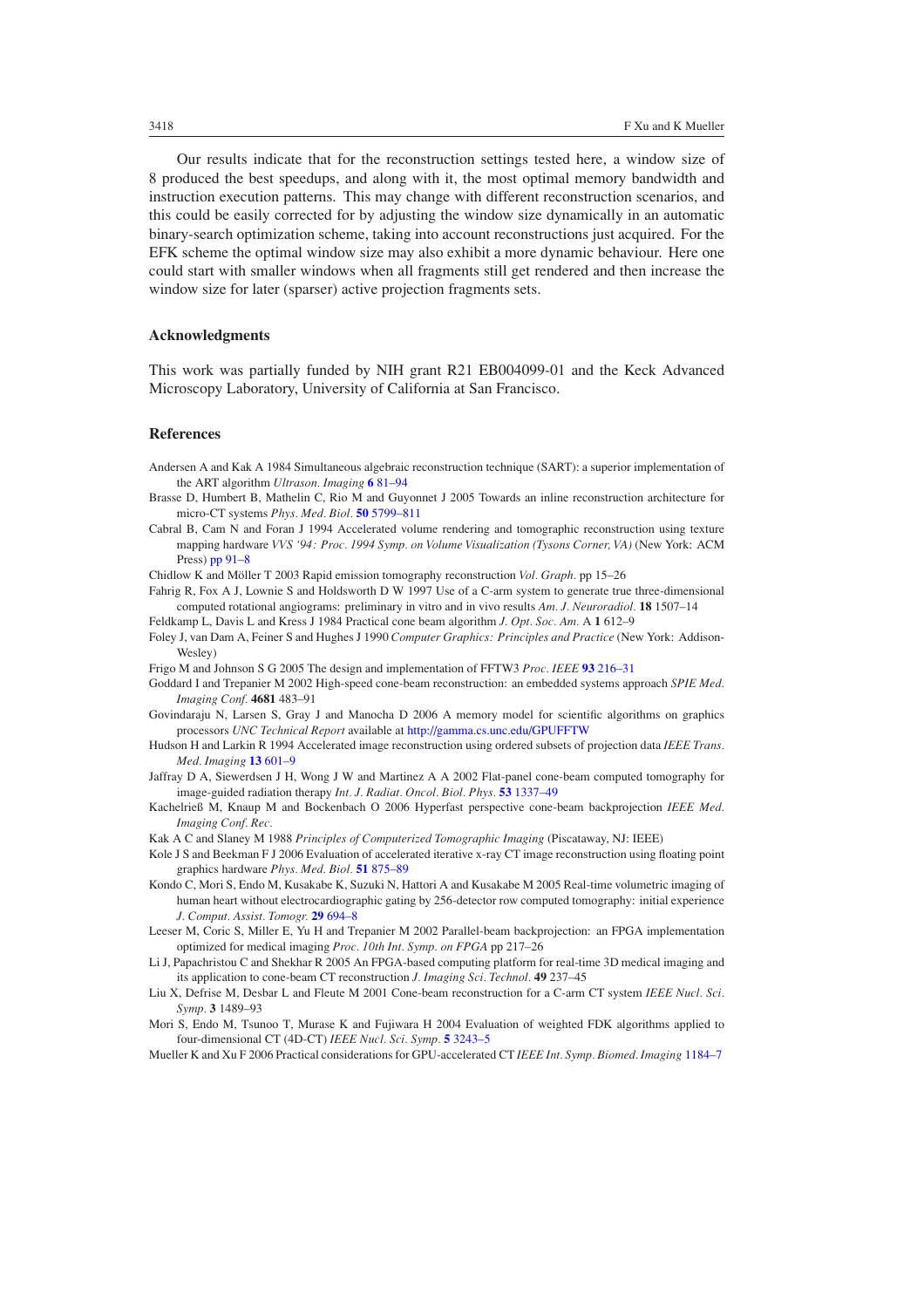Our results indicate that for the reconstruction settings tested here, a window size of 8 produced the best speedups, and along with it, the most optimal memory bandwidth and instruction execution patterns. This may change with different reconstruction scenarios, and this could be easily corrected for by adjusting the window size dynamically in an automatic binary-search optimization scheme, taking into account reconstructions just acquired. For the EFK scheme the optimal window size may also exhibit a more dynamic behaviour. Here one could start with smaller windows when all fragments still get rendered and then increase the window size for later (sparser) active projection fragments sets.

## Acknowledgments

This work was partially funded by NIH grant R21 EB004099-01 and the Keck Advanced Microscopy Laboratory, University of California at San Francisco.

## References

Andersen A and Kak A 1984 Simultaneous algebraic reconstruction technique (SART): a superior implementation of the ART algorithm *Ultrason. Imaging* **6** 81–94

Brasse D, Humbert B, Mathelin C, Rio M and Guyonnet J 2005 Towards an inline reconstruction architecture for micro-CT systems *Phys. Med. Biol.* **50** 5799–811

Cabral B, Cam N and Foran J 1994 Accelerated volume rendering and tomographic reconstruction using texture mapping hardware *VVS '94: Proc. 1994 Symp. on Volume Visualization (Tysons Corner, VA)* (New York: ACM Press) pp 91–8

Chidlow K and Möller T 2003 Rapid emission tomography reconstruction *Vol. Graph.* pp 15–26

Fahrig R, Fox A J, Lownie S and Holdsworth D W 1997 Use of a C-arm system to generate true three-dimensional computed rotational angiograms: preliminary in vitro and in vivo results *Am. J. Neuroradiol.* **18** 1507–14

Feldkamp L, Davis L and Kress J 1984 Practical cone beam algorithm *J. Opt. Soc. Am.* A **1** 612–9

Foley J, van Dam A, Feiner S and Hughes J 1990 *Computer Graphics: Principles and Practice* (New York: Addison-Wesley)

Frigo M and Johnson S G 2005 The design and implementation of FFTW3 *Proc. IEEE* **93** 216–31

Goddard I and Trepanier M 2002 High-speed cone-beam reconstruction: an embedded systems approach *SPIE Med. Imaging Conf.* **4681** 483–91

Govindaraju N, Larsen S, Gray J and Manocha D 2006 A memory model for scientific algorithms on graphics processors *UNC Technical Report* available at http://gamma.cs.unc.edu/GPUFFTW

Hudson H and Larkin R 1994 Accelerated image reconstruction using ordered subsets of projection data *IEEE Trans. Med. Imaging* **13** 601–9

Jaffray D A, Siewerdsen J H, Wong J W and Martinez A A 2002 Flat-panel cone-beam computed tomography for image-guided radiation therapy *Int. J. Radiat. Oncol. Biol. Phys.* **53** 1337–49

Kachelrieß M, Knaup M and Bockenbach O 2006 Hyperfast perspective cone-beam backprojection *IEEE Med. Imaging Conf. Rec.*

Kak A C and Slaney M 1988 *Principles of Computerized Tomographic Imaging* (Piscataway, NJ: IEEE)

Kole J S and Beekman F J 2006 Evaluation of accelerated iterative x-ray CT image reconstruction using floating point graphics hardware *Phys. Med. Biol.* **51** 875–89

Kondo C, Mori S, Endo M, Kusakabe K, Suzuki N, Hattori A and Kusakabe M 2005 Real-time volumetric imaging of human heart without electrocardiographic gating by 256-detector row computed tomography: initial experience *J. Comput. Assist. Tomogr.* **29** 694–8

Leeser M, Coric S, Miller E, Yu H and Trepanier M 2002 Parallel-beam backprojection: an FPGA implementation optimized for medical imaging *Proc. 10th Int. Symp. on FPGA* pp 217–26

Li J, Papachristou C and Shekhar R 2005 An FPGA-based computing platform for real-time 3D medical imaging and its application to cone-beam CT reconstruction *J. Imaging Sci. Technol.* **49** 237–45

Liu X, Defrise M, Desbar L and Fleute M 2001 Cone-beam reconstruction for a C-arm CT system *IEEE Nucl. Sci. Symp.* **3** 1489–93

Mori S, Endo M, Tsunoo T, Murase K and Fujiwara H 2004 Evaluation of weighted FDK algorithms applied to four-dimensional CT (4D-CT) *IEEE Nucl. Sci. Symp.* **5** 3243–5

Mueller K and Xu F 2006 Practical considerations for GPU-accelerated CT *IEEE Int. Symp. Biomed. Imaging* 1184–7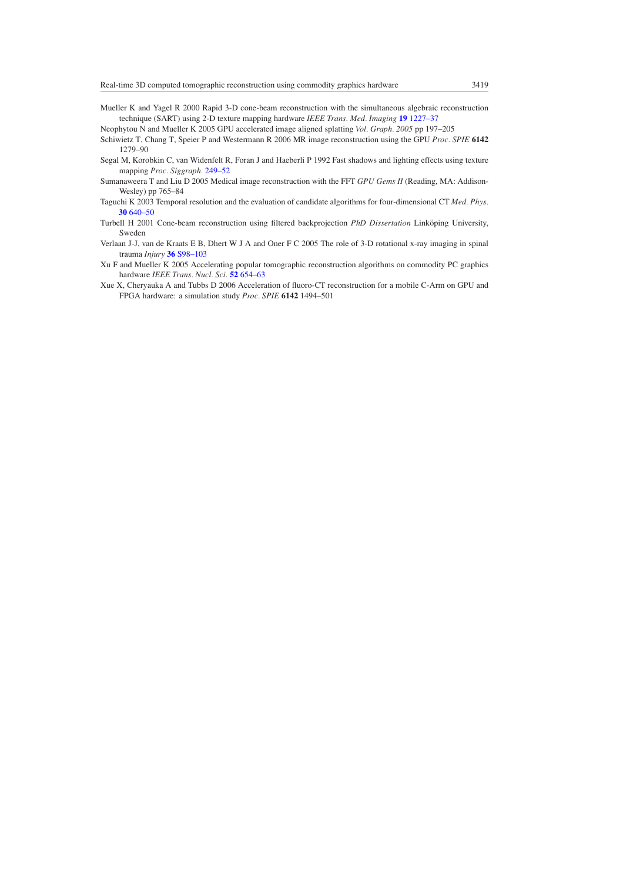Mueller K and Yagel R 2000 Rapid 3-D cone-beam reconstruction with the simultaneous algebraic reconstruction technique (SART) using 2-D texture mapping hardware *IEEE Trans. Med. Imaging* **19** 1227–37

Neophytou N and Mueller K 2005 GPU accelerated image aligned splatting *Vol. Graph. 2005* pp 197–205

Schiwietz T, Chang T, Speier P and Westermann R 2006 MR image reconstruction using the GPU *Proc. SPIE* **6142** 1279–90

Segal M, Korobkin C, van Widenfelt R, Foran J and Haeberli P 1992 Fast shadows and lighting effects using texture mapping *Proc. Siggraph.* 249–52

Sumanaweera T and Liu D 2005 Medical image reconstruction with the FFT *GPU Gems II* (Reading, MA: Addison-Wesley) pp 765–84

Taguchi K 2003 Temporal resolution and the evaluation of candidate algorithms for four-dimensional CT *Med. Phys.* **30** 640–50

Turbell H 2001 Cone-beam reconstruction using filtered backprojection *PhD Dissertation* Linköping University, Sweden

Verlaan J-J, van de Kraats E B, Dhert W J A and Oner F C 2005 The role of 3-D rotational x-ray imaging in spinal trauma *Injury* **36** S98–103

Xu F and Mueller K 2005 Accelerating popular tomographic reconstruction algorithms on commodity PC graphics hardware *IEEE Trans. Nucl. Sci.* **52** 654–63

Xue X, Cheryauka A and Tubbs D 2006 Acceleration of fluoro-CT reconstruction for a mobile C-Arm on GPU and FPGA hardware: a simulation study *Proc. SPIE* **6142** 1494–501